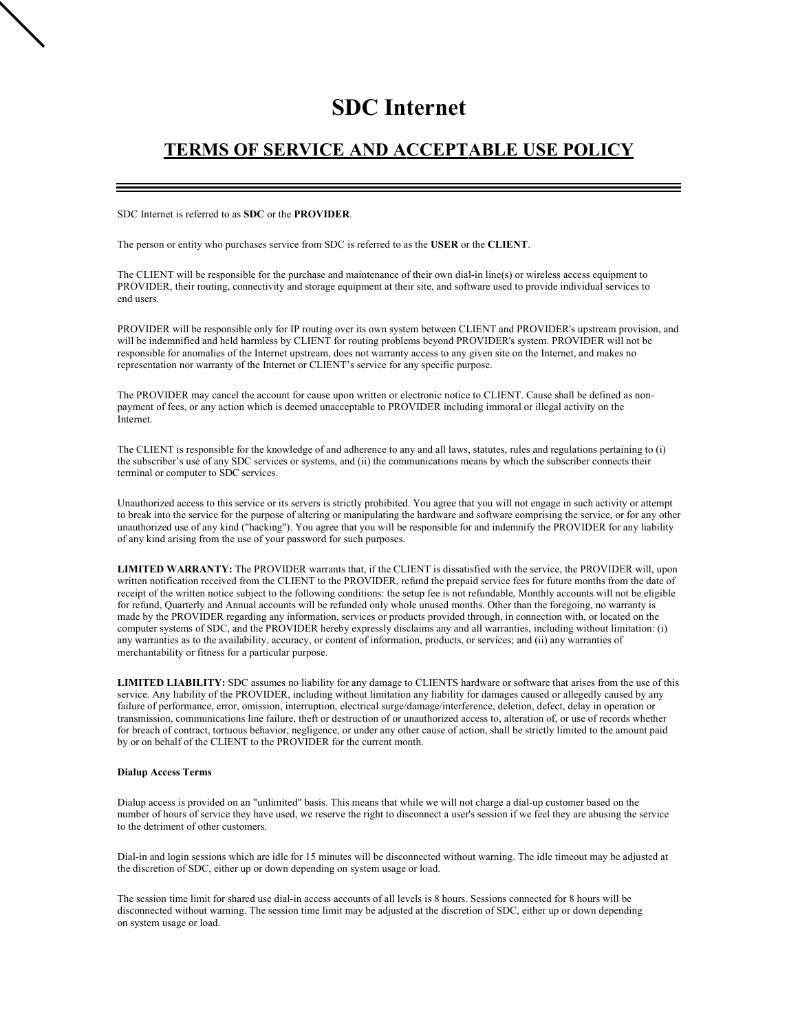# SDC Internet

## TERMS OF SERVICE AND ACCEPTABLE USE POLICY

SDC Internet is referred to as **SDC** or the **PROVIDER**.

The person or entity who purchases service from SDC is referred to as the **USER** or the **CLIENT**.

The CLIENT will be responsible for the purchase and maintenance of their own dial-in line(s) or wireless access equipment to PROVIDER, their routing, connectivity and storage equipment at their site, and software used to provide individual services to end users.

PROVIDER will be responsible only for IP routing over its own system between CLIENT and PROVIDER's upstream provision, and will be indemnified and held harmless by CLIENT for routing problems beyond PROVIDER's system. PROVIDER will not be responsible for anomalies of the Internet upstream, does not warranty access to any given site on the Internet, and makes no representation nor warranty of the Internet or CLIENT's service for any specific purpose.

The PROVIDER may cancel the account for cause upon written or electronic notice to CLIENT. Cause shall be defined as non-payment of fees, or any action which is deemed unacceptable to PROVIDER including immoral or illegal activity on the Internet.

The CLIENT is responsible for the knowledge of and adherence to any and all laws, statutes, rules and regulations pertaining to (i) the subscriber's use of any SDC services or systems, and (ii) the communications means by which the subscriber connects their terminal or computer to SDC services.

Unauthorized access to this service or its servers is strictly prohibited. You agree that you will not engage in such activity or attempt to break into the service for the purpose of altering or manipulating the hardware and software comprising the service, or for any other unauthorized use of any kind ("hacking"). You agree that you will be responsible for and indemnify the PROVIDER for any liability of any kind arising from the use of your password for such purposes.

**LIMITED WARRANTY:** The PROVIDER warrants that, if the CLIENT is dissatisfied with the service, the PROVIDER will, upon written notification received from the CLIENT to the PROVIDER, refund the prepaid service fees for future months from the date of receipt of the written notice subject to the following conditions: the setup fee is not refundable, Monthly accounts will not be eligible for refund, Quarterly and Annual accounts will be refunded only whole unused months. Other than the foregoing, no warranty is made by the PROVIDER regarding any information, services or products provided through, in connection with, or located on the computer systems of SDC, and the PROVIDER hereby expressly disclaims any and all warranties, including without limitation: (i) any warranties as to the availability, accuracy, or content of information, products, or services; and (ii) any warranties of merchantability or fitness for a particular purpose.

**LIMITED LIABILITY:** SDC assumes no liability for any damage to CLIENTS hardware or software that arises from the use of this service. Any liability of the PROVIDER, including without limitation any liability for damages caused or allegedly caused by any failure of performance, error, omission, interruption, electrical surge/damage/interference, deletion, defect, delay in operation or transmission, communications line failure, theft or destruction of or unauthorized access to, alteration of, or use of records whether for breach of contract, tortuous behavior, negligence, or under any other cause of action, shall be strictly limited to the amount paid by or on behalf of the CLIENT to the PROVIDER for the current month.

#### Dialup Access Terms

Dialup access is provided on an "unlimited" basis. This means that while we will not charge a dial-up customer based on the number of hours of service they have used, we reserve the right to disconnect a user's session if we feel they are abusing the service to the detriment of other customers.

Dial-in and login sessions which are idle for 15 minutes will be disconnected without warning. The idle timeout may be adjusted at the discretion of SDC, either up or down depending on system usage or load.

The session time limit for shared use dial-in access accounts of all levels is 8 hours. Sessions connected for 8 hours will be disconnected without warning. The session time limit may be adjusted at the discretion of SDC, either up or down depending on system usage or load.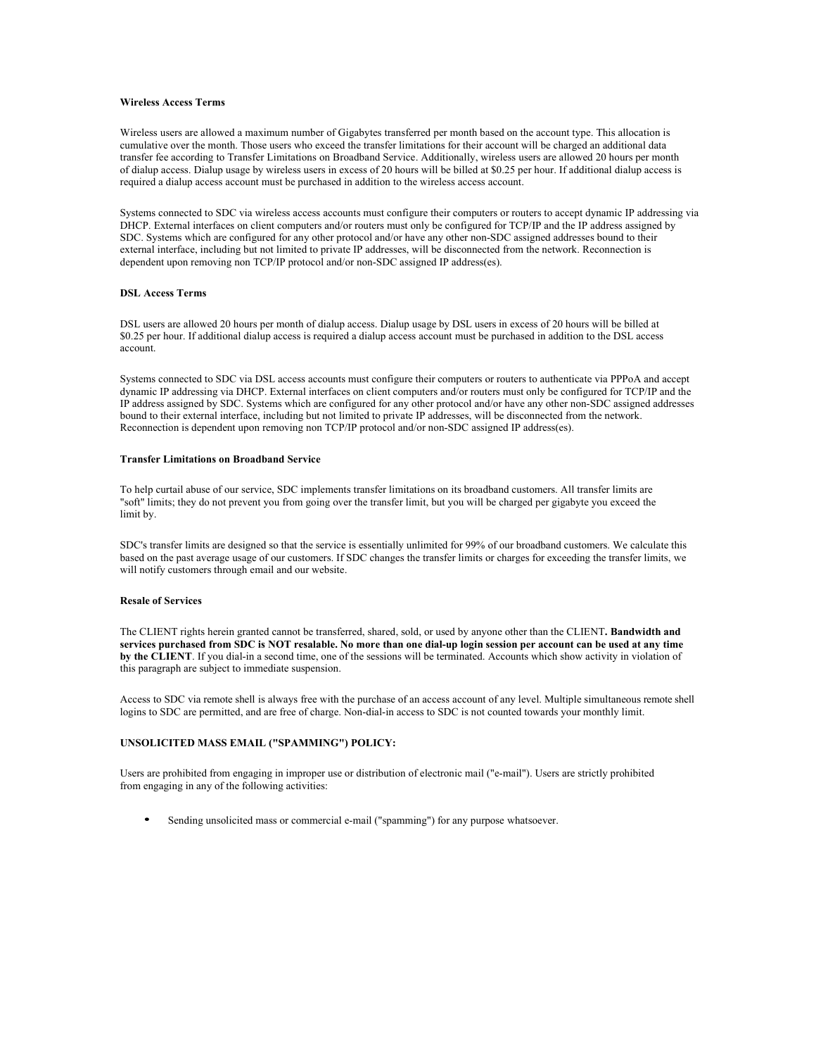**Wireless Access Terms**

Wireless users are allowed a maximum number of Gigabytes transferred per month based on the account type. This allocation is cumulative over the month. Those users who exceed the transfer limitations for their account will be charged an additional data transfer fee according to Transfer Limitations on Broadband Service. Additionally, wireless users are allowed 20 hours per month of dialup access. Dialup usage by wireless users in excess of 20 hours will be billed at $0.25 per hour. If additional dialup access is required a dialup access account must be purchased in addition to the wireless access account.

Systems connected to SDC via wireless access accounts must configure their computers or routers to accept dynamic IP addressing via DHCP. External interfaces on client computers and/or routers must only be configured for TCP/IP and the IP address assigned by SDC. Systems which are configured for any other protocol and/or have any other non-SDC assigned addresses bound to their external interface, including but not limited to private IP addresses, will be disconnected from the network. Reconnection is dependent upon removing non TCP/IP protocol and/or non-SDC assigned IP address(es).

**DSL Access Terms**

DSL users are allowed 20 hours per month of dialup access. Dialup usage by DSL users in excess of 20 hours will be billed at $0.25 per hour. If additional dialup access is required a dialup access account must be purchased in addition to the DSL access account.

Systems connected to SDC via DSL access accounts must configure their computers or routers to authenticate via PPPoA and accept dynamic IP addressing via DHCP. External interfaces on client computers and/or routers must only be configured for TCP/IP and the IP address assigned by SDC. Systems which are configured for any other protocol and/or have any other non-SDC assigned addresses bound to their external interface, including but not limited to private IP addresses, will be disconnected from the network. Reconnection is dependent upon removing non TCP/IP protocol and/or non-SDC assigned IP address(es).

**Transfer Limitations on Broadband Service**

To help curtail abuse of our service, SDC implements transfer limitations on its broadband customers. All transfer limits are "soft" limits; they do not prevent you from going over the transfer limit, but you will be charged per gigabyte you exceed the limit by.

SDC's transfer limits are designed so that the service is essentially unlimited for 99% of our broadband customers. We calculate this based on the past average usage of our customers. If SDC changes the transfer limits or charges for exceeding the transfer limits, we will notify customers through email and our website.

**Resale of Services**

The CLIENT rights herein granted cannot be transferred, shared, sold, or used by anyone other than the CLIENT**. Bandwidth and services purchased from SDC is NOT resalable. No more than one dial-up login session per account can be used at any time by the CLIENT**. If you dial-in a second time, one of the sessions will be terminated. Accounts which show activity in violation of this paragraph are subject to immediate suspension.

Access to SDC via remote shell is always free with the purchase of an access account of any level. Multiple simultaneous remote shell logins to SDC are permitted, and are free of charge. Non-dial-in access to SDC is not counted towards your monthly limit.

**UNSOLICITED MASS EMAIL ("SPAMMING") POLICY:**

Users are prohibited from engaging in improper use or distribution of electronic mail ("e-mail"). Users are strictly prohibited from engaging in any of the following activities:

- Sending unsolicited mass or commercial e-mail ("spamming") for any purpose whatsoever.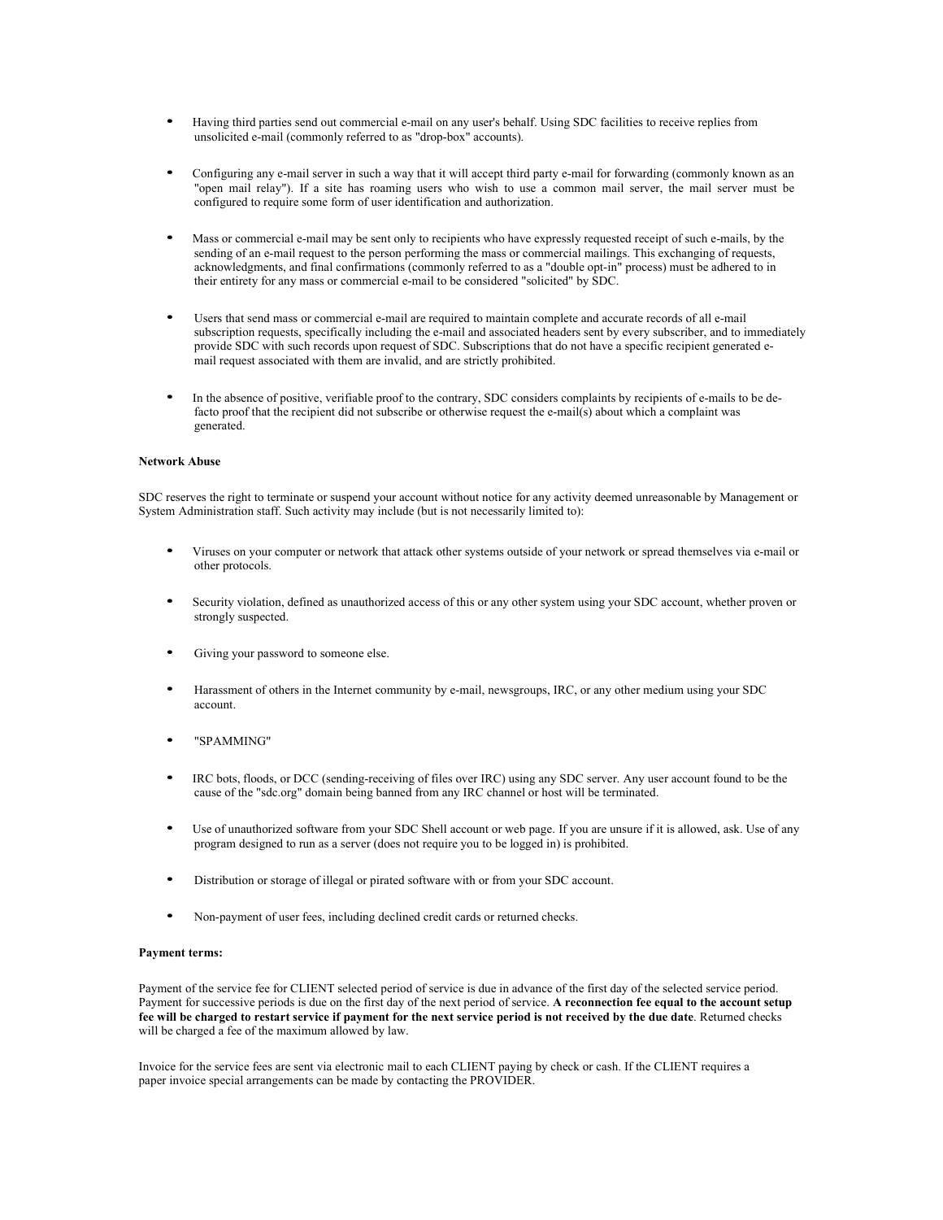- Having third parties send out commercial e-mail on any user's behalf. Using SDC facilities to receive replies from unsolicited e-mail (commonly referred to as "drop-box" accounts).

- Configuring any e-mail server in such a way that it will accept third party e-mail for forwarding (commonly known as an "open mail relay"). If a site has roaming users who wish to use a common mail server, the mail server must be configured to require some form of user identification and authorization.

- Mass or commercial e-mail may be sent only to recipients who have expressly requested receipt of such e-mails, by the sending of an e-mail request to the person performing the mass or commercial mailings. This exchanging of requests, acknowledgments, and final confirmations (commonly referred to as a "double opt-in" process) must be adhered to in their entirety for any mass or commercial e-mail to be considered "solicited" by SDC.

- Users that send mass or commercial e-mail are required to maintain complete and accurate records of all e-mail subscription requests, specifically including the e-mail and associated headers sent by every subscriber, and to immediately provide SDC with such records upon request of SDC. Subscriptions that do not have a specific recipient generated e-mail request associated with them are invalid, and are strictly prohibited.

- In the absence of positive, verifiable proof to the contrary, SDC considers complaints by recipients of e-mails to be de-facto proof that the recipient did not subscribe or otherwise request the e-mail(s) about which a complaint was generated.

**Network Abuse**

SDC reserves the right to terminate or suspend your account without notice for any activity deemed unreasonable by Management or System Administration staff. Such activity may include (but is not necessarily limited to):

- Viruses on your computer or network that attack other systems outside of your network or spread themselves via e-mail or other protocols.

- Security violation, defined as unauthorized access of this or any other system using your SDC account, whether proven or strongly suspected.

- Giving your password to someone else.

- Harassment of others in the Internet community by e-mail, newsgroups, IRC, or any other medium using your SDC account.

- "SPAMMING"

- IRC bots, floods, or DCC (sending-receiving of files over IRC) using any SDC server. Any user account found to be the cause of the "sdc.org" domain being banned from any IRC channel or host will be terminated.

- Use of unauthorized software from your SDC Shell account or web page. If you are unsure if it is allowed, ask. Use of any program designed to run as a server (does not require you to be logged in) is prohibited.

- Distribution or storage of illegal or pirated software with or from your SDC account.

- Non-payment of user fees, including declined credit cards or returned checks.

**Payment terms:**

Payment of the service fee for CLIENT selected period of service is due in advance of the first day of the selected service period. Payment for successive periods is due on the first day of the next period of service. **A reconnection fee equal to the account setup fee will be charged to restart service if payment for the next service period is not received by the due date**. Returned checks will be charged a fee of the maximum allowed by law.

Invoice for the service fees are sent via electronic mail to each CLIENT paying by check or cash. If the CLIENT requires a paper invoice special arrangements can be made by contacting the PROVIDER.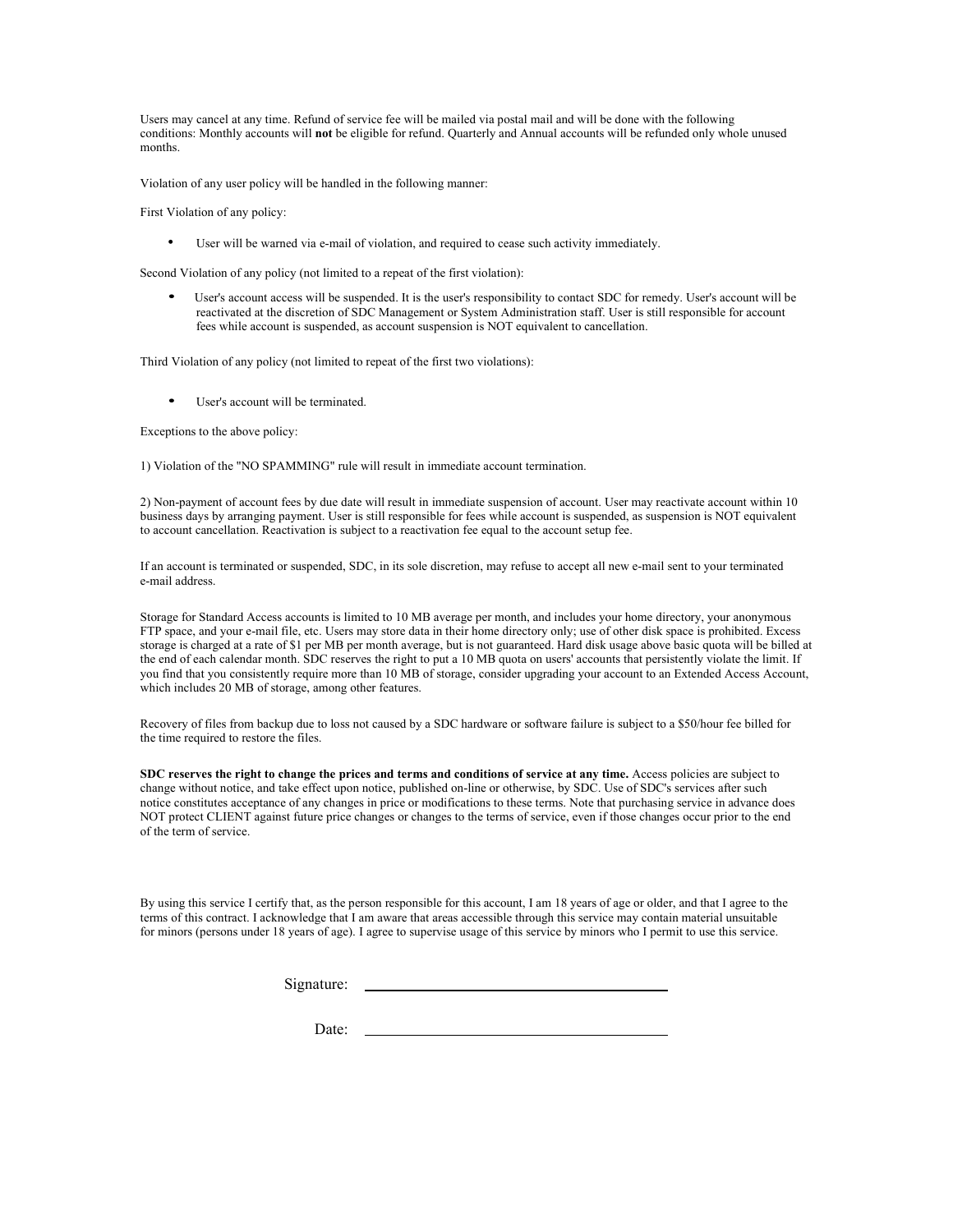Users may cancel at any time. Refund of service fee will be mailed via postal mail and will be done with the following conditions: Monthly accounts will **not** be eligible for refund. Quarterly and Annual accounts will be refunded only whole unused months.

Violation of any user policy will be handled in the following manner:

First Violation of any policy:

- User will be warned via e-mail of violation, and required to cease such activity immediately.

Second Violation of any policy (not limited to a repeat of the first violation):

- User's account access will be suspended. It is the user's responsibility to contact SDC for remedy. User's account will be reactivated at the discretion of SDC Management or System Administration staff. User is still responsible for account fees while account is suspended, as account suspension is NOT equivalent to cancellation.

Third Violation of any policy (not limited to repeat of the first two violations):

- User's account will be terminated.

Exceptions to the above policy:

1) Violation of the "NO SPAMMING" rule will result in immediate account termination.

2) Non-payment of account fees by due date will result in immediate suspension of account. User may reactivate account within 10 business days by arranging payment. User is still responsible for fees while account is suspended, as suspension is NOT equivalent to account cancellation. Reactivation is subject to a reactivation fee equal to the account setup fee.

If an account is terminated or suspended, SDC, in its sole discretion, may refuse to accept all new e-mail sent to your terminated e-mail address.

Storage for Standard Access accounts is limited to 10 MB average per month, and includes your home directory, your anonymous FTP space, and your e-mail file, etc. Users may store data in their home directory only; use of other disk space is prohibited. Excess storage is charged at a rate of $1 per MB per month average, but is not guaranteed. Hard disk usage above basic quota will be billed at the end of each calendar month. SDC reserves the right to put a 10 MB quota on users' accounts that persistently violate the limit. If you find that you consistently require more than 10 MB of storage, consider upgrading your account to an Extended Access Account, which includes 20 MB of storage, among other features.

Recovery of files from backup due to loss not caused by a SDC hardware or software failure is subject to a $50/hour fee billed for the time required to restore the files.

**SDC reserves the right to change the prices and terms and conditions of service at any time.** Access policies are subject to change without notice, and take effect upon notice, published on-line or otherwise, by SDC. Use of SDC's services after such notice constitutes acceptance of any changes in price or modifications to these terms. Note that purchasing service in advance does NOT protect CLIENT against future price changes or changes to the terms of service, even if those changes occur prior to the end of the term of service.

By using this service I certify that, as the person responsible for this account, I am 18 years of age or older, and that I agree to the terms of this contract. I acknowledge that I am aware that areas accessible through this service may contain material unsuitable for minors (persons under 18 years of age). I agree to supervise usage of this service by minors who I permit to use this service.

Signature: ______________________________

Date: ______________________________